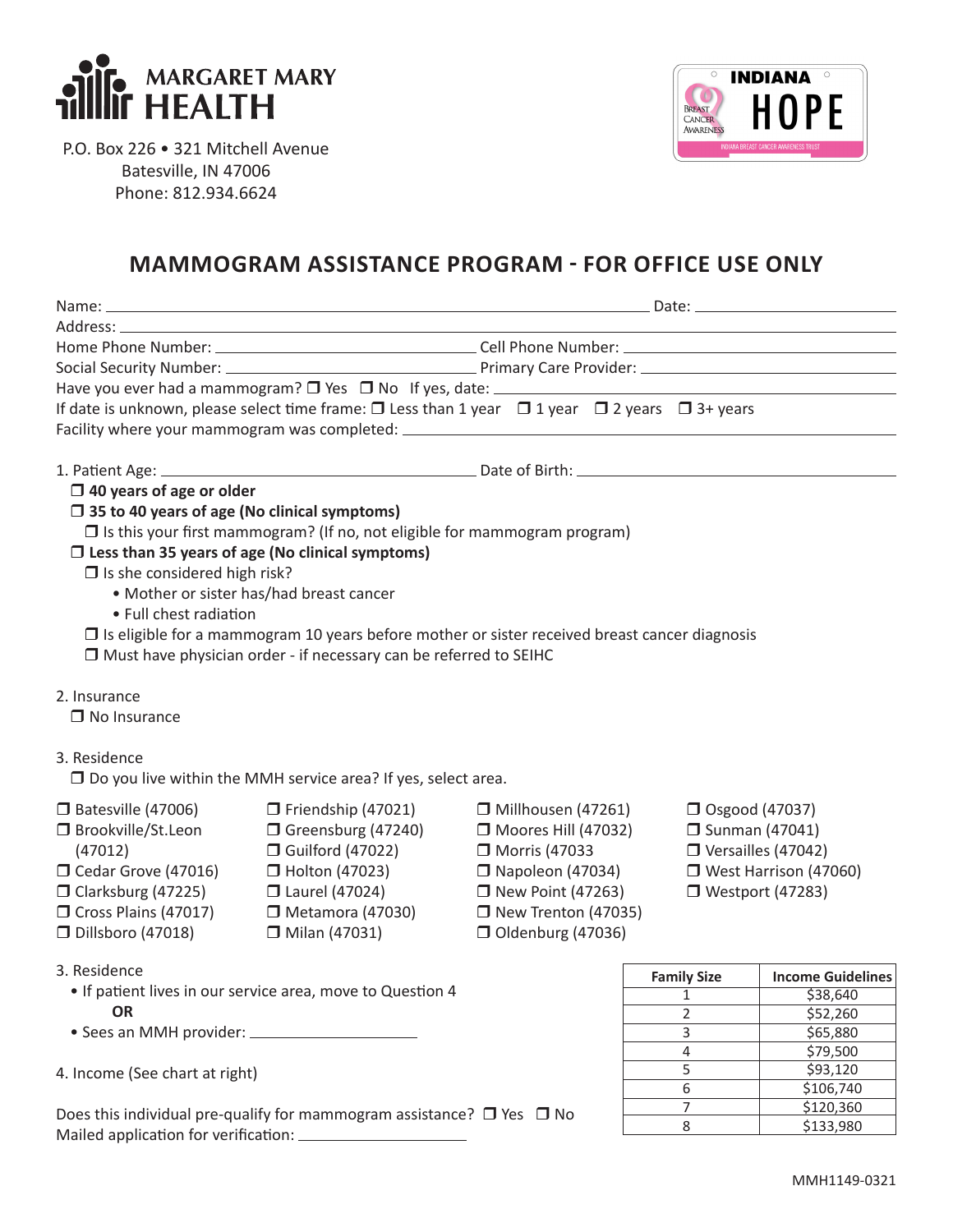**MARGARET MARY HEALTH**

P.O. Box 226 • 321 Mitchell Avenue
Batesville, IN 47006
Phone: 812.934.6624

INDIANA HOPE
Breast Cancer Awareness
INDIANA BREAST CANCER AWARENESS TRUST

## MAMMOGRAM ASSISTANCE PROGRAM - FOR OFFICE USE ONLY

Name: ______________________________ Date: ______________

Address: ______________________________

Home Phone Number: ______________ Cell Phone Number: ______________

Social Security Number: ______________ Primary Care Provider: ______________

Have you ever had a mammogram? ☐ Yes ☐ No If yes, date: ______________

If date is unknown, please select time frame: ☐ Less than 1 year ☐ 1 year ☐ 2 years ☐ 3+ years

Facility where your mammogram was completed: ______________

1. Patient Age: ______________ Date of Birth: ______________
   - ☐ **40 years of age or older**
   - ☐ **35 to 40 years of age (No clinical symptoms)**
     - ☐ Is this your first mammogram? (If no, not eligible for mammogram program)
   - ☐ **Less than 35 years of age (No clinical symptoms)**
     - ☐ Is she considered high risk?
       - Mother or sister has/had breast cancer
       - Full chest radiation
     - ☐ Is eligible for a mammogram 10 years before mother or sister received breast cancer diagnosis
     - ☐ Must have physician order - if necessary can be referred to SEIHC

2. Insurance
   - ☐ No Insurance

3. Residence
   - ☐ Do you live within the MMH service area? If yes, select area.

- ☐ Batesville (47006)
- ☐ Brookville/St.Leon (47012)
- ☐ Cedar Grove (47016)
- ☐ Clarksburg (47225)
- ☐ Cross Plains (47017)
- ☐ Dillsboro (47018)
- ☐ Friendship (47021)
- ☐ Greensburg (47240)
- ☐ Guilford (47022)
- ☐ Holton (47023)
- ☐ Laurel (47024)
- ☐ Metamora (47030)
- ☐ Milan (47031)
- ☐ Millhousen (47261)
- ☐ Moores Hill (47032)
- ☐ Morris (47033
- ☐ Napoleon (47034)
- ☐ New Point (47263)
- ☐ New Trenton (47035)
- ☐ Oldenburg (47036)
- ☐ Osgood (47037)
- ☐ Sunman (47041)
- ☐ Versailles (47042)
- ☐ West Harrison (47060)
- ☐ Westport (47283)

3. Residence
   - If patient lives in our service area, move to Question 4

     **OR**
   - Sees an MMH provider: ______________

4. Income (See chart at right)

| Family Size | Income Guidelines |
|---|---|
| 1 | $38,640 |
| 2 | $52,260 |
| 3 | $65,880 |
| 4 | $79,500 |
| 5 | $93,120 |
| 6 | $106,740 |
| 7 | $120,360 |
| 8 | $133,980 |

Does this individual pre-qualify for mammogram assistance? ☐ Yes ☐ No

Mailed application for verification: ______________

MMH1149-0321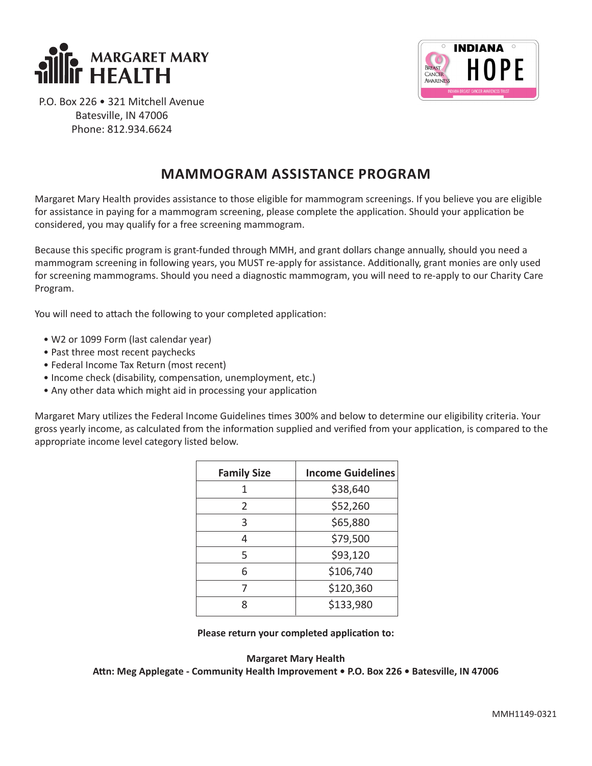MARGARET MARY HEALTH

P.O. Box 226 • 321 Mitchell Avenue
Batesville, IN 47006
Phone: 812.934.6624

INDIANA HOPE
Breast Cancer Awareness
INDIANA BREAST CANCER AWARENESS TRUST

## MAMMOGRAM ASSISTANCE PROGRAM

Margaret Mary Health provides assistance to those eligible for mammogram screenings. If you believe you are eligible for assistance in paying for a mammogram screening, please complete the application. Should your application be considered, you may qualify for a free screening mammogram.

Because this specific program is grant-funded through MMH, and grant dollars change annually, should you need a mammogram screening in following years, you MUST re-apply for assistance. Additionally, grant monies are only used for screening mammograms. Should you need a diagnostic mammogram, you will need to re-apply to our Charity Care Program.

You will need to attach the following to your completed application:

- W2 or 1099 Form (last calendar year)
- Past three most recent paychecks
- Federal Income Tax Return (most recent)
- Income check (disability, compensation, unemployment, etc.)
- Any other data which might aid in processing your application

Margaret Mary utilizes the Federal Income Guidelines times 300% and below to determine our eligibility criteria. Your gross yearly income, as calculated from the information supplied and verified from your application, is compared to the appropriate income level category listed below.

| Family Size | Income Guidelines |
|---|---|
| 1 | $38,640 |
| 2 | $52,260 |
| 3 | $65,880 |
| 4 | $79,500 |
| 5 | $93,120 |
| 6 | $106,740 |
| 7 | $120,360 |
| 8 | $133,980 |

**Please return your completed application to:**

**Margaret Mary Health**
**Attn: Meg Applegate - Community Health Improvement • P.O. Box 226 • Batesville, IN 47006**

MMH1149-0321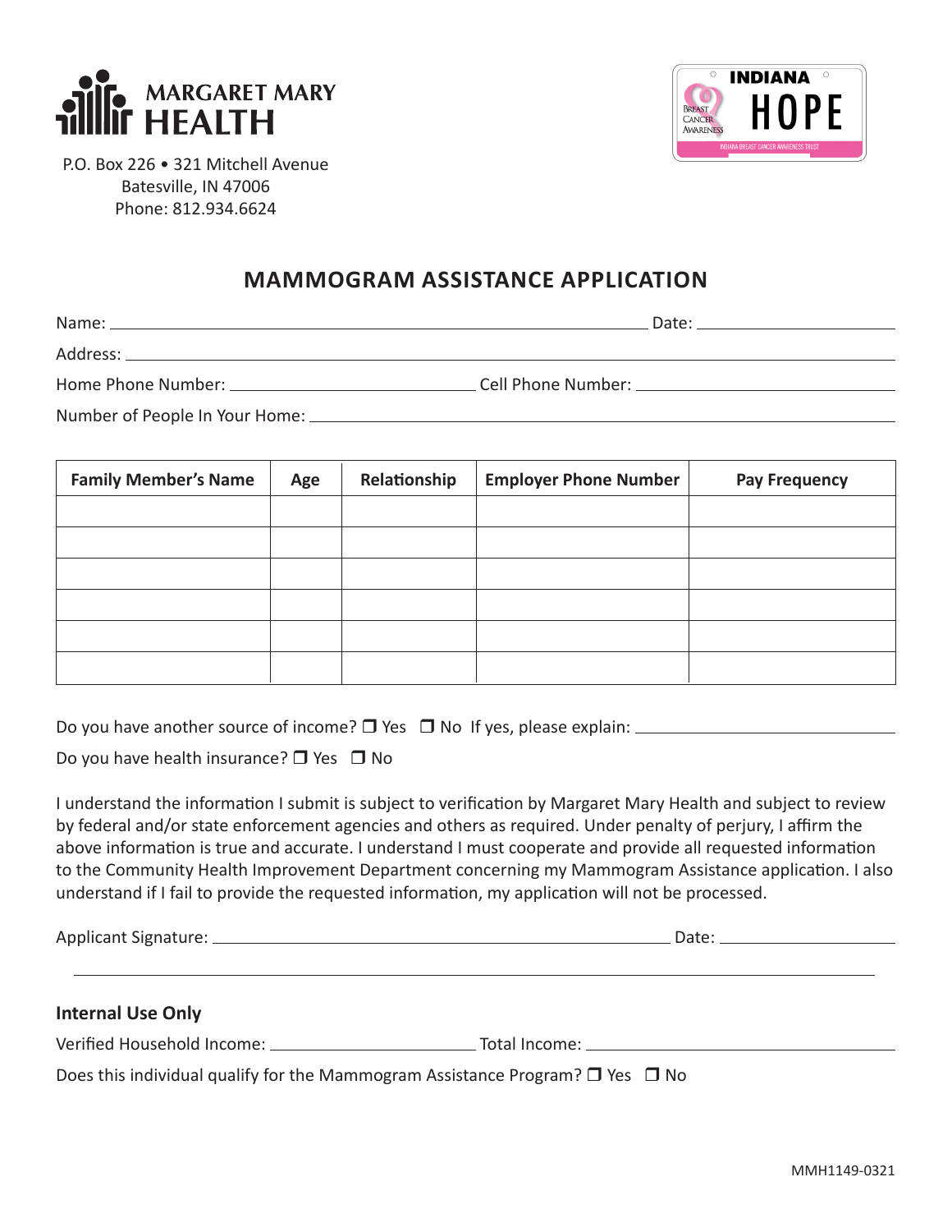MARGARET MARY HEALTH

P.O. Box 226 • 321 Mitchell Avenue
Batesville, IN 47006
Phone: 812.934.6624

INDIANA HOPE
Breast Cancer Awareness
INDIANA BREAST CANCER AWARENESS TRUST

## MAMMOGRAM ASSISTANCE APPLICATION

Name: ______________________________ Date: ______________

Address: ______________________________

Home Phone Number: ______________ Cell Phone Number: ______________

Number of People In Your Home: ______________________________

| Family Member's Name | Age | Relationship | Employer Phone Number | Pay Frequency |
|---|---|---|---|---|
| | | | | |
| | | | | |
| | | | | |
| | | | | |
| | | | | |
| | | | | |

Do you have another source of income? ❒ Yes ❒ No If yes, please explain: ______________

Do you have health insurance? ❒ Yes ❒ No

I understand the information I submit is subject to verification by Margaret Mary Health and subject to review by federal and/or state enforcement agencies and others as required. Under penalty of perjury, I affirm the above information is true and accurate. I understand I must cooperate and provide all requested information to the Community Health Improvement Department concerning my Mammogram Assistance application. I also understand if I fail to provide the requested information, my application will not be processed.

Applicant Signature: ______________________________ Date: ______________

---

**Internal Use Only**

Verified Household Income: ______________ Total Income: ______________

Does this individual qualify for the Mammogram Assistance Program? ❒ Yes ❒ No

MMH1149-0321